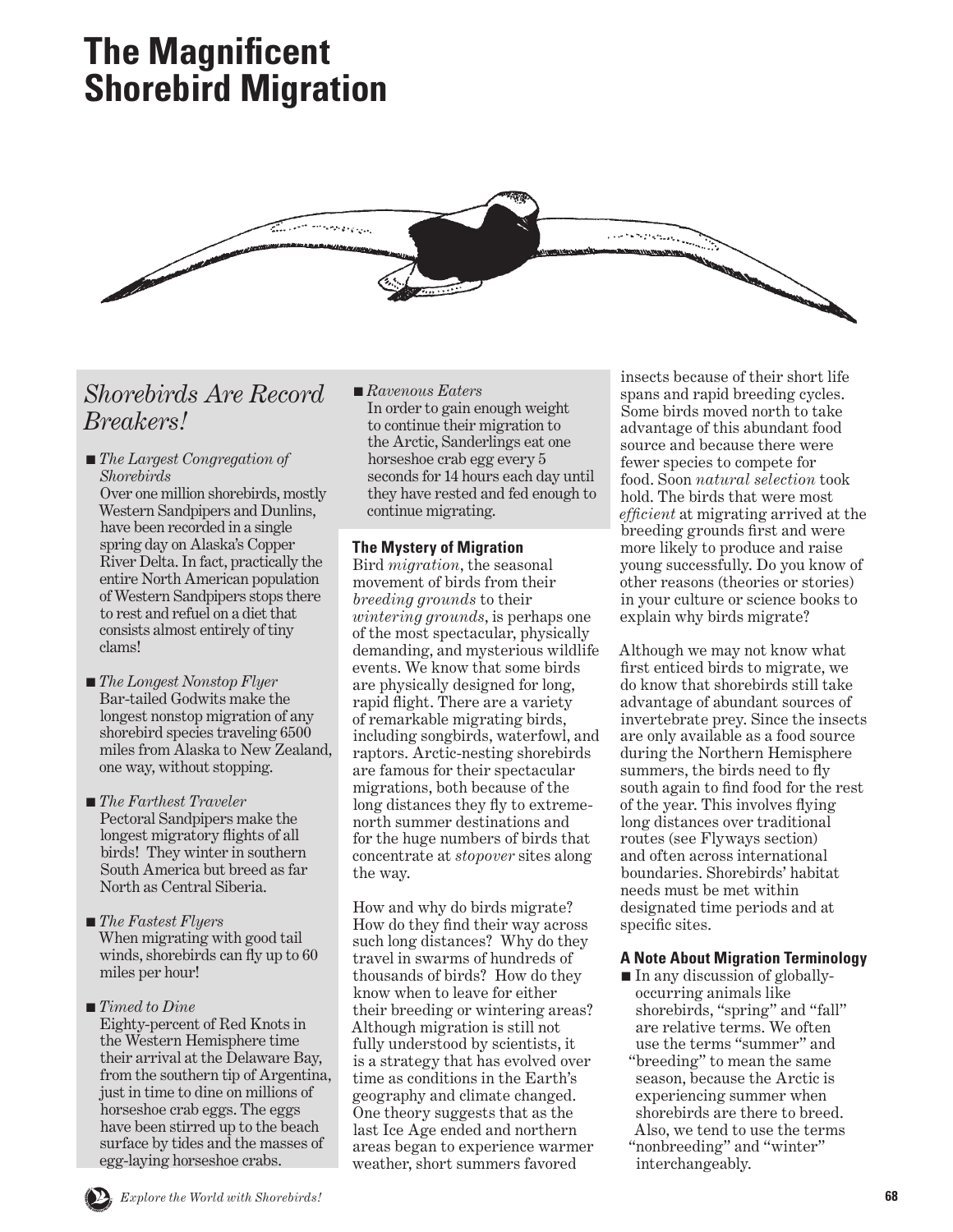# The Magnificent Shorebird Migration

## *Shorebirds Are Record Breakers!*

- *The Largest Congregation of Shorebirds*
  Over one million shorebirds, mostly Western Sandpipers and Dunlins, have been recorded in a single spring day on Alaska's Copper River Delta. In fact, practically the entire North American population of Western Sandpipers stops there to rest and refuel on a diet that consists almost entirely of tiny clams!

- *The Longest Nonstop Flyer*
  Bar-tailed Godwits make the longest nonstop migration of any shorebird species traveling 6500 miles from Alaska to New Zealand, one way, without stopping.

- *The Farthest Traveler*
  Pectoral Sandpipers make the longest migratory flights of all birds! They winter in southern South America but breed as far North as Central Siberia.

- *The Fastest Flyers*
  When migrating with good tail winds, shorebirds can fly up to 60 miles per hour!

- *Timed to Dine*
  Eighty-percent of Red Knots in the Western Hemisphere time their arrival at the Delaware Bay, from the southern tip of Argentina, just in time to dine on millions of horseshoe crab eggs. The eggs have been stirred up to the beach surface by tides and the masses of egg-laying horseshoe crabs.

- *Ravenous Eaters*
  In order to gain enough weight to continue their migration to the Arctic, Sanderlings eat one horseshoe crab egg every 5 seconds for 14 hours each day until they have rested and fed enough to continue migrating.

### The Mystery of Migration

Bird *migration*, the seasonal movement of birds from their *breeding grounds* to their *wintering grounds*, is perhaps one of the most spectacular, physically demanding, and mysterious wildlife events. We know that some birds are physically designed for long, rapid flight. There are a variety of remarkable migrating birds, including songbirds, waterfowl, and raptors. Arctic-nesting shorebirds are famous for their spectacular migrations, both because of the long distances they fly to extreme-north summer destinations and for the huge numbers of birds that concentrate at *stopover* sites along the way.

How and why do birds migrate? How do they find their way across such long distances? Why do they travel in swarms of hundreds of thousands of birds? How do they know when to leave for either their breeding or wintering areas? Although migration is still not fully understood by scientists, it is a strategy that has evolved over time as conditions in the Earth's geography and climate changed. One theory suggests that as the last Ice Age ended and northern areas began to experience warmer weather, short summers favored insects because of their short life spans and rapid breeding cycles. Some birds moved north to take advantage of this abundant food source and because there were fewer species to compete for food. Soon *natural selection* took hold. The birds that were most *efficient* at migrating arrived at the breeding grounds first and were more likely to produce and raise young successfully. Do you know of other reasons (theories or stories) in your culture or science books to explain why birds migrate?

Although we may not know what first enticed birds to migrate, we do know that shorebirds still take advantage of abundant sources of invertebrate prey. Since the insects are only available as a food source during the Northern Hemisphere summers, the birds need to fly south again to find food for the rest of the year. This involves flying long distances over traditional routes (see Flyways section) and often across international boundaries. Shorebirds' habitat needs must be met within designated time periods and at specific sites.

### A Note About Migration Terminology

- In any discussion of globally-occurring animals like shorebirds, "spring" and "fall" are relative terms. We often use the terms "summer" and "breeding" to mean the same season, because the Arctic is experiencing summer when shorebirds are there to breed. Also, we tend to use the terms "nonbreeding" and "winter" interchangeably.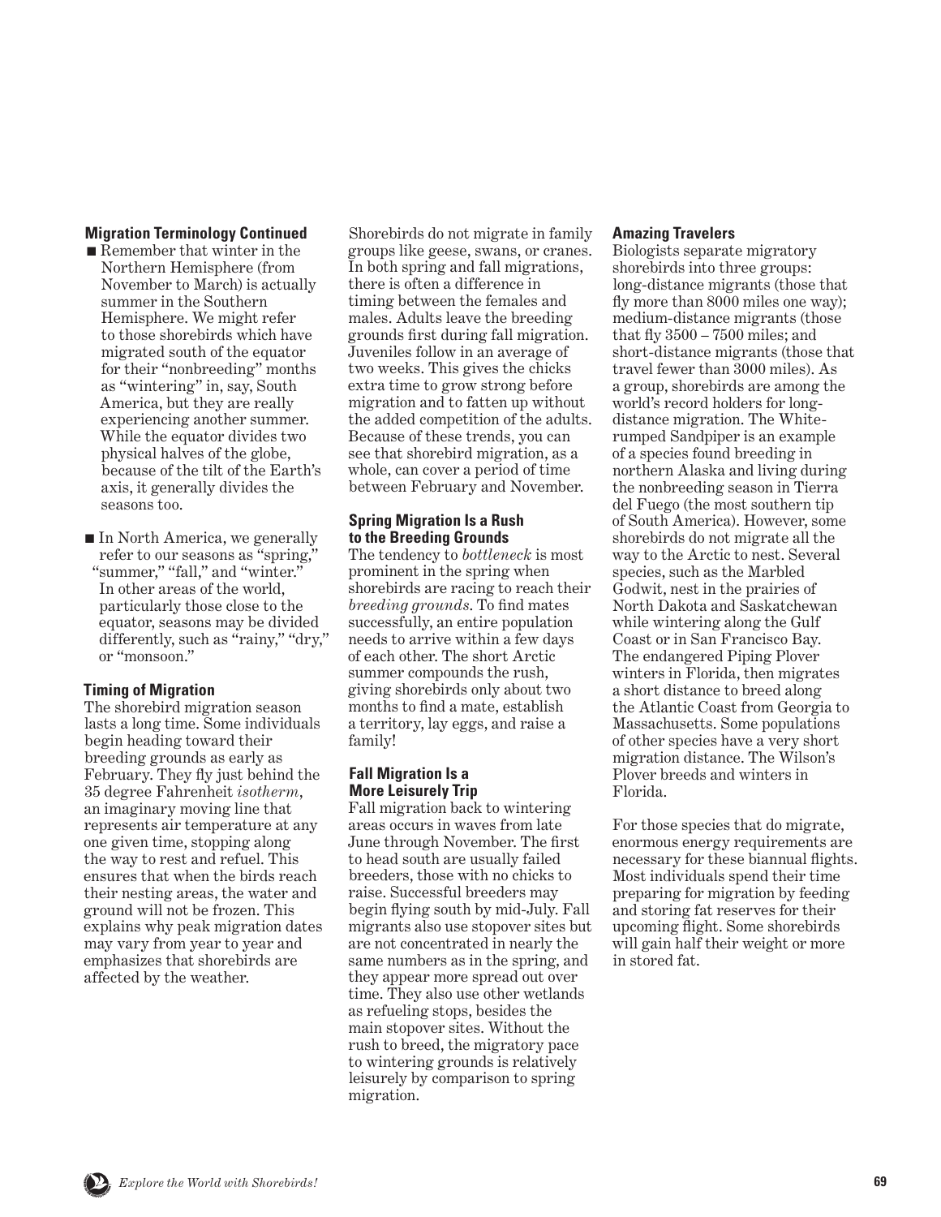### Migration Terminology Continued

- Remember that winter in the Northern Hemisphere (from November to March) is actually summer in the Southern Hemisphere. We might refer to those shorebirds which have migrated south of the equator for their "nonbreeding" months as "wintering" in, say, South America, but they are really experiencing another summer. While the equator divides two physical halves of the globe, because of the tilt of the Earth's axis, it generally divides the seasons too.
- In North America, we generally refer to our seasons as "spring," "summer," "fall," and "winter." In other areas of the world, particularly those close to the equator, seasons may be divided differently, such as "rainy," "dry," or "monsoon."

### Timing of Migration

The shorebird migration season lasts a long time. Some individuals begin heading toward their breeding grounds as early as February. They fly just behind the 35 degree Fahrenheit *isotherm*, an imaginary moving line that represents air temperature at any one given time, stopping along the way to rest and refuel. This ensures that when the birds reach their nesting areas, the water and ground will not be frozen. This explains why peak migration dates may vary from year to year and emphasizes that shorebirds are affected by the weather.

Shorebirds do not migrate in family groups like geese, swans, or cranes. In both spring and fall migrations, there is often a difference in timing between the females and males. Adults leave the breeding grounds first during fall migration. Juveniles follow in an average of two weeks. This gives the chicks extra time to grow strong before migration and to fatten up without the added competition of the adults. Because of these trends, you can see that shorebird migration, as a whole, can cover a period of time between February and November.

### Spring Migration Is a Rush to the Breeding Grounds

The tendency to *bottleneck* is most prominent in the spring when shorebirds are racing to reach their *breeding grounds*. To find mates successfully, an entire population needs to arrive within a few days of each other. The short Arctic summer compounds the rush, giving shorebirds only about two months to find a mate, establish a territory, lay eggs, and raise a family!

### Fall Migration Is a More Leisurely Trip

Fall migration back to wintering areas occurs in waves from late June through November. The first to head south are usually failed breeders, those with no chicks to raise. Successful breeders may begin flying south by mid-July. Fall migrants also use stopover sites but are not concentrated in nearly the same numbers as in the spring, and they appear more spread out over time. They also use other wetlands as refueling stops, besides the main stopover sites. Without the rush to breed, the migratory pace to wintering grounds is relatively leisurely by comparison to spring migration.

### Amazing Travelers

Biologists separate migratory shorebirds into three groups: long-distance migrants (those that fly more than 8000 miles one way); medium-distance migrants (those that fly 3500 – 7500 miles; and short-distance migrants (those that travel fewer than 3000 miles). As a group, shorebirds are among the world's record holders for long-distance migration. The White-rumped Sandpiper is an example of a species found breeding in northern Alaska and living during the nonbreeding season in Tierra del Fuego (the most southern tip of South America). However, some shorebirds do not migrate all the way to the Arctic to nest. Several species, such as the Marbled Godwit, nest in the prairies of North Dakota and Saskatchewan while wintering along the Gulf Coast or in San Francisco Bay. The endangered Piping Plover winters in Florida, then migrates a short distance to breed along the Atlantic Coast from Georgia to Massachusetts. Some populations of other species have a very short migration distance. The Wilson's Plover breeds and winters in Florida.

For those species that do migrate, enormous energy requirements are necessary for these biannual flights. Most individuals spend their time preparing for migration by feeding and storing fat reserves for their upcoming flight. Some shorebirds will gain half their weight or more in stored fat.